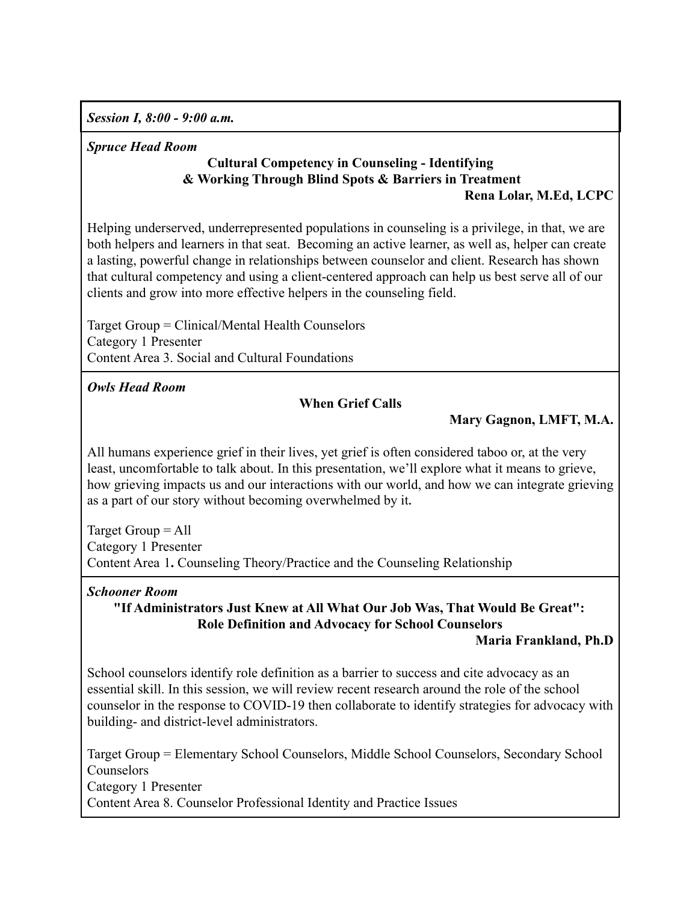***Session I, 8:00 - 9:00 a.m.***

***Spruce Head Room***

**Cultural Competency in Counseling - Identifying & Working Through Blind Spots & Barriers in Treatment**

**Rena Lolar, M.Ed, LCPC**

Helping underserved, underrepresented populations in counseling is a privilege, in that, we are both helpers and learners in that seat. Becoming an active learner, as well as, helper can create a lasting, powerful change in relationships between counselor and client. Research has shown that cultural competency and using a client-centered approach can help us best serve all of our clients and grow into more effective helpers in the counseling field.

Target Group = Clinical/Mental Health Counselors
Category 1 Presenter
Content Area 3. Social and Cultural Foundations

***Owls Head Room***

**When Grief Calls**

**Mary Gagnon, LMFT, M.A.**

All humans experience grief in their lives, yet grief is often considered taboo or, at the very least, uncomfortable to talk about. In this presentation, we'll explore what it means to grieve, how grieving impacts us and our interactions with our world, and how we can integrate grieving as a part of our story without becoming overwhelmed by it.

Target Group = All
Category 1 Presenter
Content Area 1**.** Counseling Theory/Practice and the Counseling Relationship

***Schooner Room***

**"If Administrators Just Knew at All What Our Job Was, That Would Be Great": Role Definition and Advocacy for School Counselors**

**Maria Frankland, Ph.D**

School counselors identify role definition as a barrier to success and cite advocacy as an essential skill. In this session, we will review recent research around the role of the school counselor in the response to COVID-19 then collaborate to identify strategies for advocacy with building- and district-level administrators.

Target Group = Elementary School Counselors, Middle School Counselors, Secondary School Counselors
Category 1 Presenter
Content Area 8. Counselor Professional Identity and Practice Issues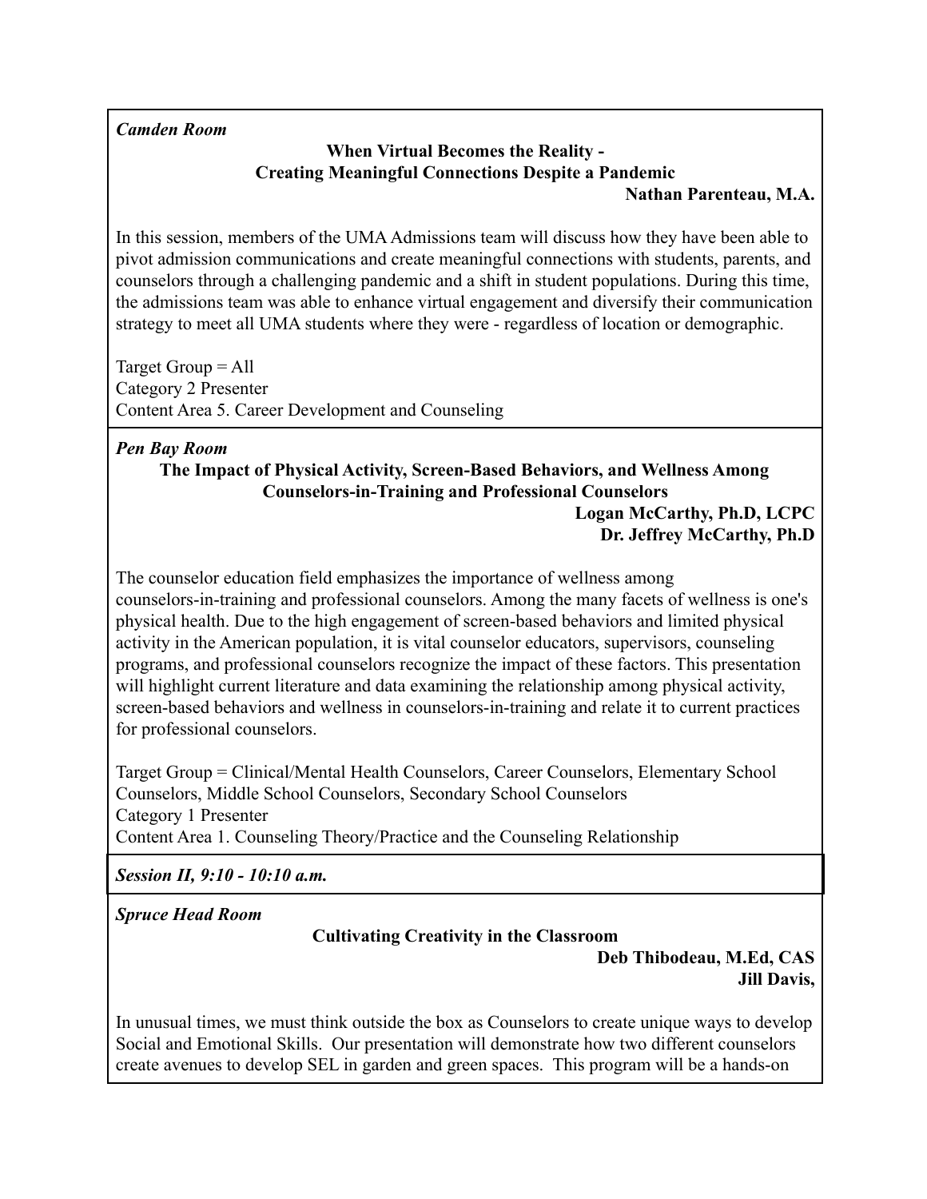***Camden Room***

**When Virtual Becomes the Reality -**
**Creating Meaningful Connections Despite a Pandemic**

**Nathan Parenteau, M.A.**

In this session, members of the UMA Admissions team will discuss how they have been able to pivot admission communications and create meaningful connections with students, parents, and counselors through a challenging pandemic and a shift in student populations. During this time, the admissions team was able to enhance virtual engagement and diversify their communication strategy to meet all UMA students where they were - regardless of location or demographic.

Target Group = All
Category 2 Presenter
Content Area 5. Career Development and Counseling

***Pen Bay Room***

**The Impact of Physical Activity, Screen-Based Behaviors, and Wellness Among Counselors-in-Training and Professional Counselors**

**Logan McCarthy, Ph.D, LCPC**
**Dr. Jeffrey McCarthy, Ph.D**

The counselor education field emphasizes the importance of wellness among counselors-in-training and professional counselors. Among the many facets of wellness is one's physical health. Due to the high engagement of screen-based behaviors and limited physical activity in the American population, it is vital counselor educators, supervisors, counseling programs, and professional counselors recognize the impact of these factors. This presentation will highlight current literature and data examining the relationship among physical activity, screen-based behaviors and wellness in counselors-in-training and relate it to current practices for professional counselors.

Target Group = Clinical/Mental Health Counselors, Career Counselors, Elementary School Counselors, Middle School Counselors, Secondary School Counselors
Category 1 Presenter
Content Area 1. Counseling Theory/Practice and the Counseling Relationship

***Session II, 9:10 - 10:10 a.m.***

***Spruce Head Room***

**Cultivating Creativity in the Classroom**

**Deb Thibodeau, M.Ed, CAS**
**Jill Davis,**

In unusual times, we must think outside the box as Counselors to create unique ways to develop Social and Emotional Skills. Our presentation will demonstrate how two different counselors create avenues to develop SEL in garden and green spaces. This program will be a hands-on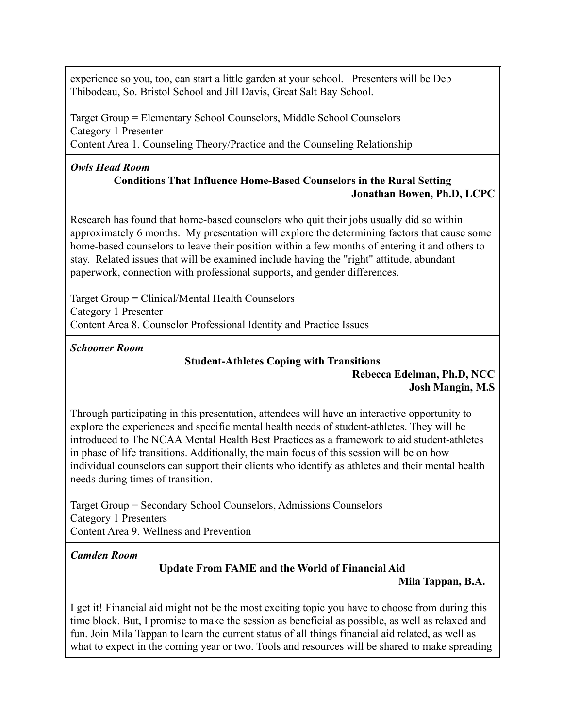experience so you, too, can start a little garden at your school. Presenters will be Deb Thibodeau, So. Bristol School and Jill Davis, Great Salt Bay School.

Target Group = Elementary School Counselors, Middle School Counselors
Category 1 Presenter
Content Area 1. Counseling Theory/Practice and the Counseling Relationship

***Owls Head Room***

**Conditions That Influence Home-Based Counselors in the Rural Setting**

**Jonathan Bowen, Ph.D, LCPC**

Research has found that home-based counselors who quit their jobs usually did so within approximately 6 months. My presentation will explore the determining factors that cause some home-based counselors to leave their position within a few months of entering it and others to stay. Related issues that will be examined include having the "right" attitude, abundant paperwork, connection with professional supports, and gender differences.

Target Group = Clinical/Mental Health Counselors
Category 1 Presenter
Content Area 8. Counselor Professional Identity and Practice Issues

***Schooner Room***

**Student-Athletes Coping with Transitions**

**Rebecca Edelman, Ph.D, NCC**
**Josh Mangin, M.S**

Through participating in this presentation, attendees will have an interactive opportunity to explore the experiences and specific mental health needs of student-athletes. They will be introduced to The NCAA Mental Health Best Practices as a framework to aid student-athletes in phase of life transitions. Additionally, the main focus of this session will be on how individual counselors can support their clients who identify as athletes and their mental health needs during times of transition.

Target Group = Secondary School Counselors, Admissions Counselors
Category 1 Presenters
Content Area 9. Wellness and Prevention

***Camden Room***

**Update From FAME and the World of Financial Aid**

**Mila Tappan, B.A.**

I get it! Financial aid might not be the most exciting topic you have to choose from during this time block. But, I promise to make the session as beneficial as possible, as well as relaxed and fun. Join Mila Tappan to learn the current status of all things financial aid related, as well as what to expect in the coming year or two. Tools and resources will be shared to make spreading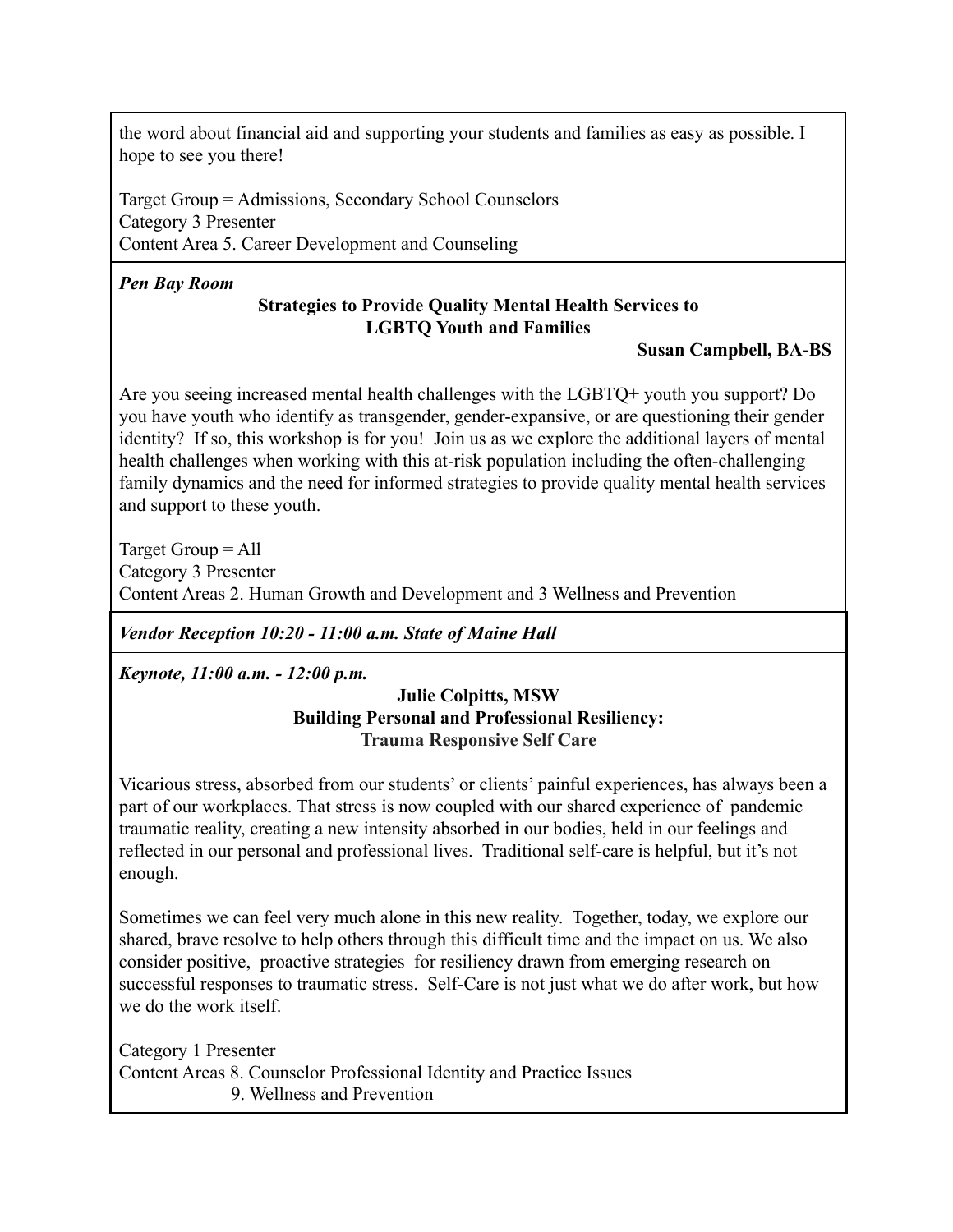the word about financial aid and supporting your students and families as easy as possible. I hope to see you there!

Target Group = Admissions, Secondary School Counselors
Category 3 Presenter
Content Area 5. Career Development and Counseling

***Pen Bay Room***

**Strategies to Provide Quality Mental Health Services to LGBTQ Youth and Families**

**Susan Campbell, BA-BS**

Are you seeing increased mental health challenges with the LGBTQ+ youth you support? Do you have youth who identify as transgender, gender-expansive, or are questioning their gender identity? If so, this workshop is for you! Join us as we explore the additional layers of mental health challenges when working with this at-risk population including the often-challenging family dynamics and the need for informed strategies to provide quality mental health services and support to these youth.

Target Group = All
Category 3 Presenter
Content Areas 2. Human Growth and Development and 3 Wellness and Prevention

***Vendor Reception 10:20 - 11:00 a.m. State of Maine Hall***

***Keynote, 11:00 a.m. - 12:00 p.m.***

**Julie Colpitts, MSW**
**Building Personal and Professional Resiliency:**
**Trauma Responsive Self Care**

Vicarious stress, absorbed from our students' or clients' painful experiences, has always been a part of our workplaces. That stress is now coupled with our shared experience of pandemic traumatic reality, creating a new intensity absorbed in our bodies, held in our feelings and reflected in our personal and professional lives. Traditional self-care is helpful, but it's not enough.

Sometimes we can feel very much alone in this new reality. Together, today, we explore our shared, brave resolve to help others through this difficult time and the impact on us. We also consider positive, proactive strategies for resiliency drawn from emerging research on successful responses to traumatic stress. Self-Care is not just what we do after work, but how we do the work itself.

Category 1 Presenter
Content Areas 8. Counselor Professional Identity and Practice Issues
9. Wellness and Prevention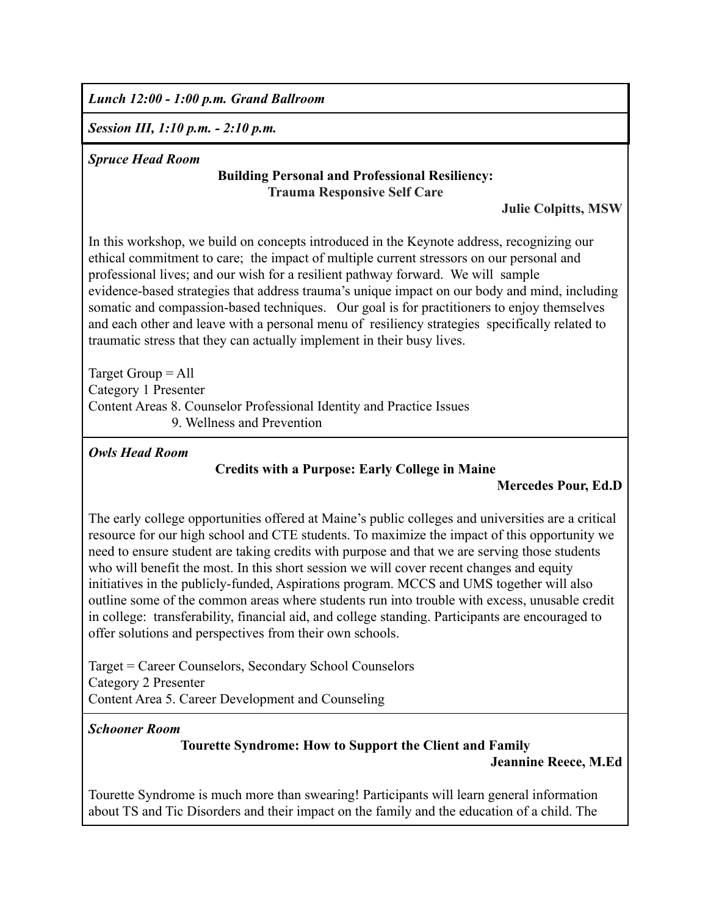*Lunch 12:00 - 1:00 p.m. Grand Ballroom*

*Session III, 1:10 p.m. - 2:10 p.m.*

***Spruce Head Room***

**Building Personal and Professional Resiliency:**
**Trauma Responsive Self Care**

**Julie Colpitts, MSW**

In this workshop, we build on concepts introduced in the Keynote address, recognizing our ethical commitment to care; the impact of multiple current stressors on our personal and professional lives; and our wish for a resilient pathway forward. We will sample evidence-based strategies that address trauma's unique impact on our body and mind, including somatic and compassion-based techniques. Our goal is for practitioners to enjoy themselves and each other and leave with a personal menu of resiliency strategies specifically related to traumatic stress that they can actually implement in their busy lives.

Target Group = All
Category 1 Presenter
Content Areas 8. Counselor Professional Identity and Practice Issues
9. Wellness and Prevention

***Owls Head Room***

**Credits with a Purpose: Early College in Maine**

**Mercedes Pour, Ed.D**

The early college opportunities offered at Maine's public colleges and universities are a critical resource for our high school and CTE students. To maximize the impact of this opportunity we need to ensure student are taking credits with purpose and that we are serving those students who will benefit the most. In this short session we will cover recent changes and equity initiatives in the publicly-funded, Aspirations program. MCCS and UMS together will also outline some of the common areas where students run into trouble with excess, unusable credit in college: transferability, financial aid, and college standing. Participants are encouraged to offer solutions and perspectives from their own schools.

Target = Career Counselors, Secondary School Counselors
Category 2 Presenter
Content Area 5. Career Development and Counseling

***Schooner Room***

**Tourette Syndrome: How to Support the Client and Family**

**Jeannine Reece, M.Ed**

Tourette Syndrome is much more than swearing! Participants will learn general information about TS and Tic Disorders and their impact on the family and the education of a child. The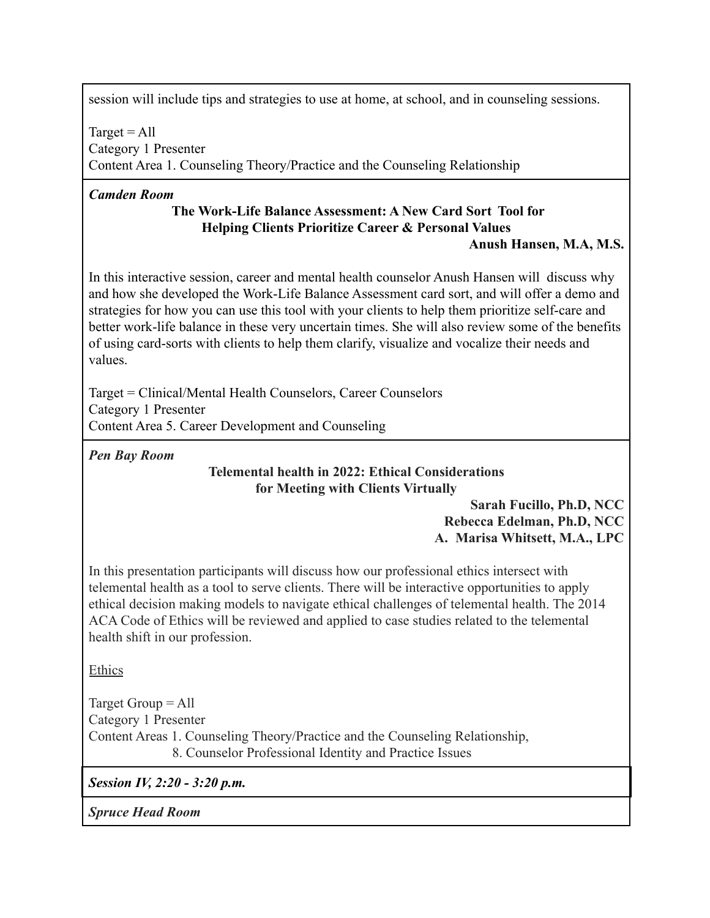session will include tips and strategies to use at home, at school, and in counseling sessions.

Target = All
Category 1 Presenter
Content Area 1. Counseling Theory/Practice and the Counseling Relationship

***Camden Room***

**The Work-Life Balance Assessment: A New Card Sort Tool for Helping Clients Prioritize Career & Personal Values**

**Anush Hansen, M.A, M.S.**

In this interactive session, career and mental health counselor Anush Hansen will discuss why and how she developed the Work-Life Balance Assessment card sort, and will offer a demo and strategies for how you can use this tool with your clients to help them prioritize self-care and better work-life balance in these very uncertain times. She will also review some of the benefits of using card-sorts with clients to help them clarify, visualize and vocalize their needs and values.

Target = Clinical/Mental Health Counselors, Career Counselors
Category 1 Presenter
Content Area 5. Career Development and Counseling

***Pen Bay Room***

**Telemental health in 2022: Ethical Considerations for Meeting with Clients Virtually**

**Sarah Fucillo, Ph.D, NCC**
**Rebecca Edelman, Ph.D, NCC**
**A. Marisa Whitsett, M.A., LPC**

In this presentation participants will discuss how our professional ethics intersect with telemental health as a tool to serve clients. There will be interactive opportunities to apply ethical decision making models to navigate ethical challenges of telemental health. The 2014 ACA Code of Ethics will be reviewed and applied to case studies related to the telemental health shift in our profession.

Ethics

Target Group = All
Category 1 Presenter
Content Areas 1. Counseling Theory/Practice and the Counseling Relationship,
8. Counselor Professional Identity and Practice Issues

***Session IV, 2:20 - 3:20 p.m.***

***Spruce Head Room***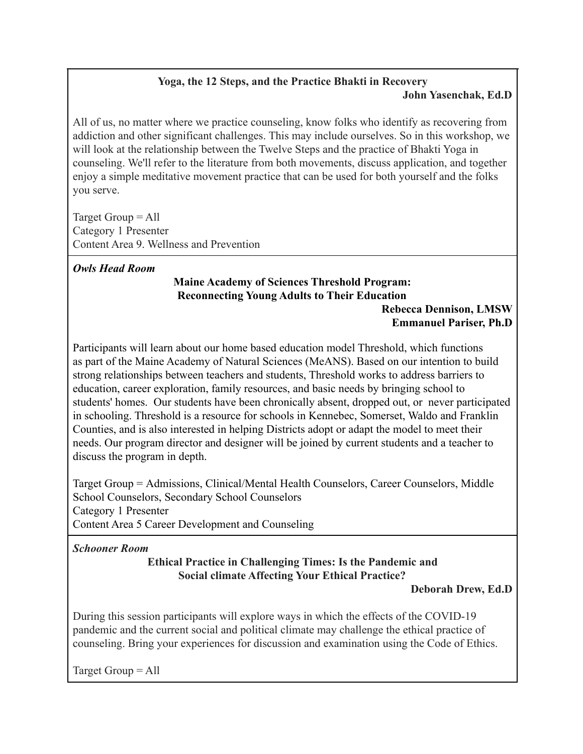**Yoga, the 12 Steps, and the Practice Bhakti in Recovery**

**John Yasenchak, Ed.D**

All of us, no matter where we practice counseling, know folks who identify as recovering from addiction and other significant challenges. This may include ourselves. So in this workshop, we will look at the relationship between the Twelve Steps and the practice of Bhakti Yoga in counseling. We'll refer to the literature from both movements, discuss application, and together enjoy a simple meditative movement practice that can be used for both yourself and the folks you serve.

Target Group = All
Category 1 Presenter
Content Area 9. Wellness and Prevention

***Owls Head Room***

**Maine Academy of Sciences Threshold Program: Reconnecting Young Adults to Their Education**

**Rebecca Dennison, LMSW**
**Emmanuel Pariser, Ph.D**

Participants will learn about our home based education model Threshold, which functions as part of the Maine Academy of Natural Sciences (MeANS). Based on our intention to build strong relationships between teachers and students, Threshold works to address barriers to education, career exploration, family resources, and basic needs by bringing school to students' homes. Our students have been chronically absent, dropped out, or never participated in schooling. Threshold is a resource for schools in Kennebec, Somerset, Waldo and Franklin Counties, and is also interested in helping Districts adopt or adapt the model to meet their needs. Our program director and designer will be joined by current students and a teacher to discuss the program in depth.

Target Group = Admissions, Clinical/Mental Health Counselors, Career Counselors, Middle School Counselors, Secondary School Counselors
Category 1 Presenter
Content Area 5 Career Development and Counseling

***Schooner Room***

**Ethical Practice in Challenging Times: Is the Pandemic and Social climate Affecting Your Ethical Practice?**

**Deborah Drew, Ed.D**

During this session participants will explore ways in which the effects of the COVID-19 pandemic and the current social and political climate may challenge the ethical practice of counseling. Bring your experiences for discussion and examination using the Code of Ethics.

Target Group = All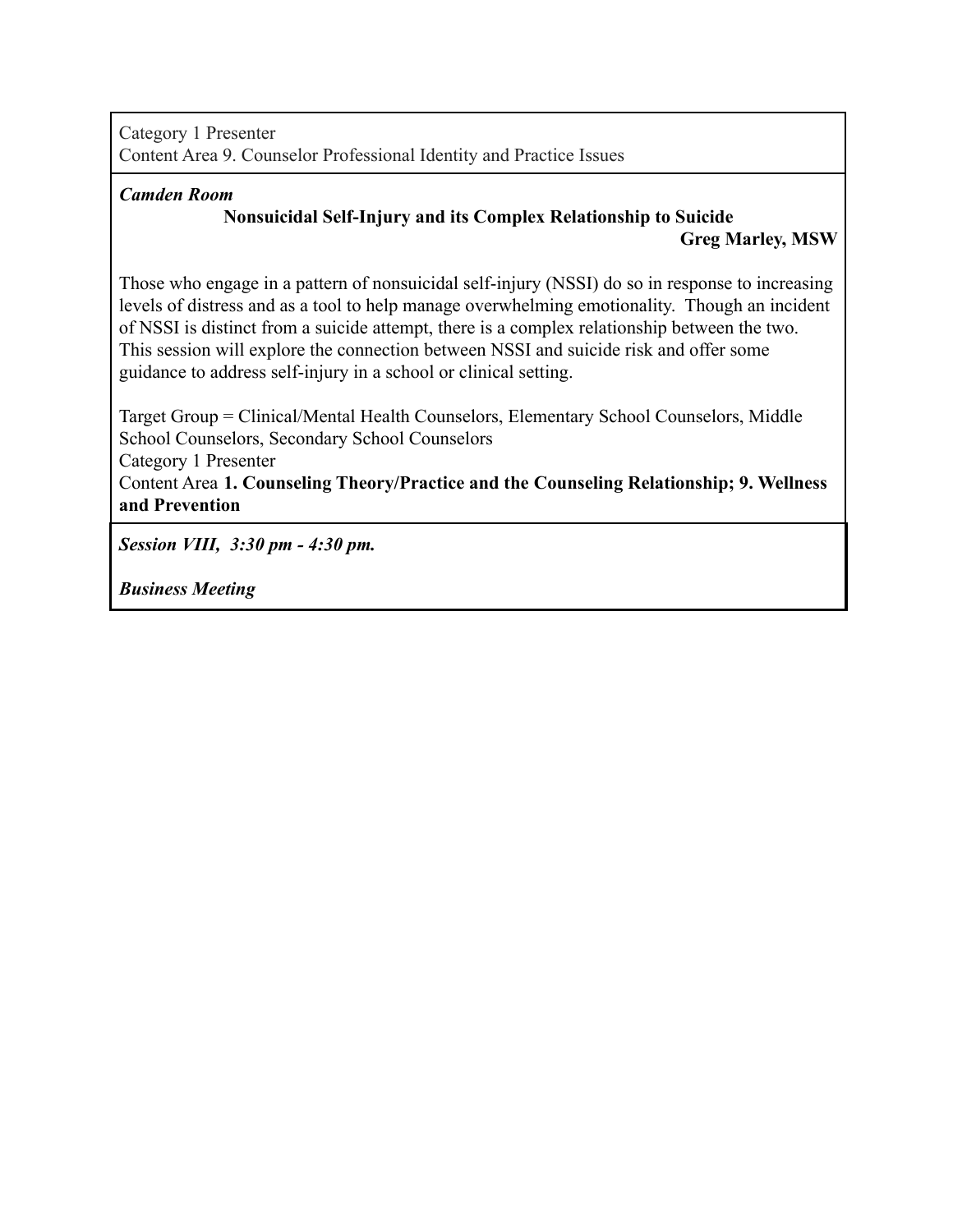Category 1 Presenter
Content Area 9. Counselor Professional Identity and Practice Issues

***Camden Room***

**Nonsuicidal Self-Injury and its Complex Relationship to Suicide**

**Greg Marley, MSW**

Those who engage in a pattern of nonsuicidal self-injury (NSSI) do so in response to increasing levels of distress and as a tool to help manage overwhelming emotionality. Though an incident of NSSI is distinct from a suicide attempt, there is a complex relationship between the two. This session will explore the connection between NSSI and suicide risk and offer some guidance to address self-injury in a school or clinical setting.

Target Group = Clinical/Mental Health Counselors, Elementary School Counselors, Middle School Counselors, Secondary School Counselors
Category 1 Presenter
Content Area **1. Counseling Theory/Practice and the Counseling Relationship; 9. Wellness and Prevention**

***Session VIII, 3:30 pm - 4:30 pm.***

***Business Meeting***